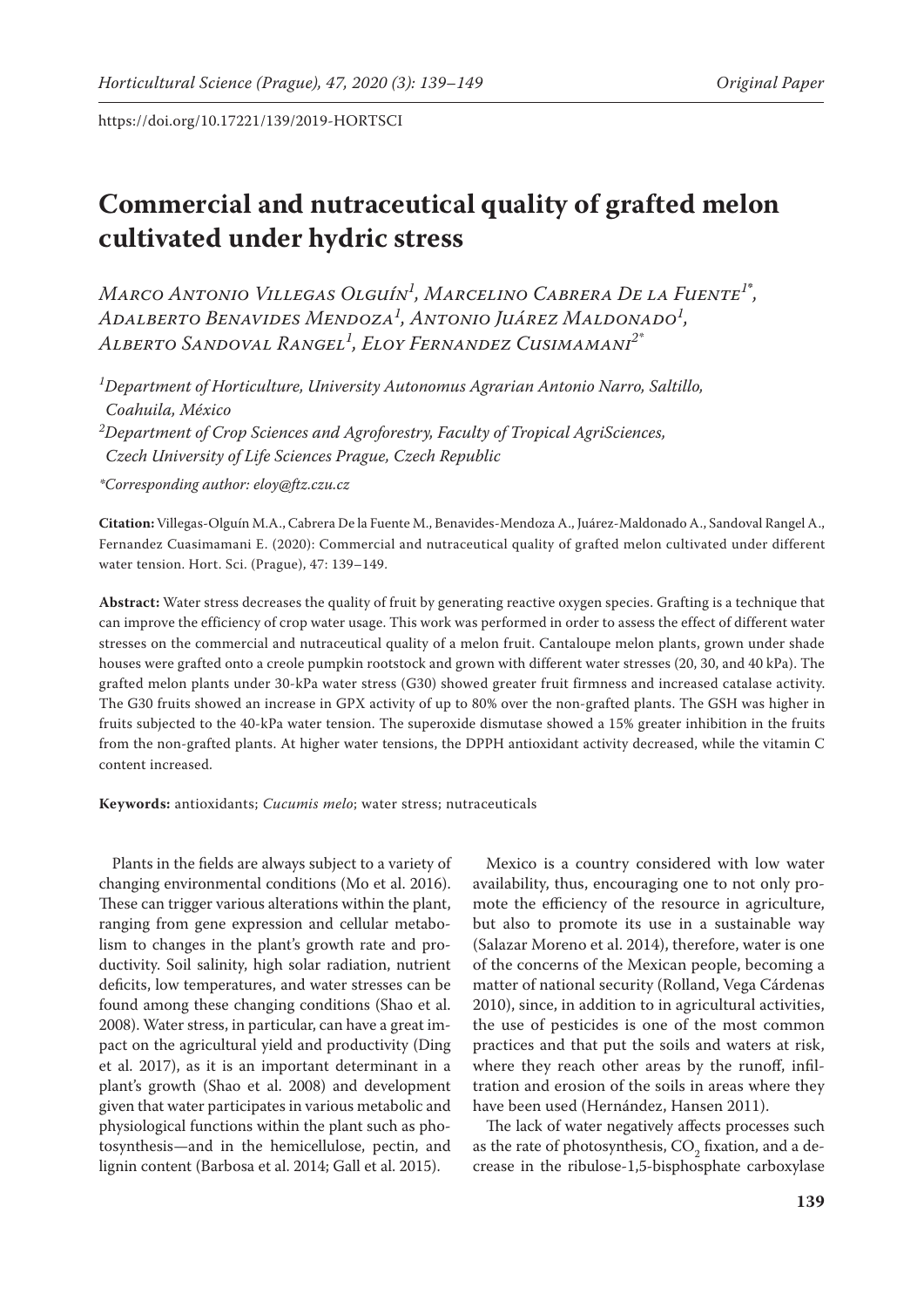https://doi.org/10.17221/139/2019-HORTSCI

# Commercial and nutraceutical quality of grafted melon cultivated under hydric stress

*Marco Antonio Villegas Olguín[1], Marcelino Cabrera De la Fuente[1*], Adalberto Benavides Mendoza[1], Antonio Juárez Maldonado[1], Alberto Sandoval Rangel[1], Eloy Fernandez Cusimamani[2*]*

[1]Department of Horticulture, University Autonomus Agrarian Antonio Narro, Saltillo, Coahuila, México

[2]Department of Crop Sciences and Agroforestry, Faculty of Tropical AgriSciences, Czech University of Life Sciences Prague, Czech Republic

*Corresponding author: eloy@ftz.czu.cz

**Citation:** Villegas-Olguín M.A., Cabrera De la Fuente M., Benavides-Mendoza A., Juárez-Maldonado A., Sandoval Rangel A., Fernandez Cuasimamani E. (2020): Commercial and nutraceutical quality of grafted melon cultivated under different water tension. Hort. Sci. (Prague), 47: 139–149.

**Abstract:** Water stress decreases the quality of fruit by generating reactive oxygen species. Grafting is a technique that can improve the efficiency of crop water usage. This work was performed in order to assess the effect of different water stresses on the commercial and nutraceutical quality of a melon fruit. Cantaloupe melon plants, grown under shade houses were grafted onto a creole pumpkin rootstock and grown with different water stresses (20, 30, and 40 kPa). The grafted melon plants under 30-kPa water stress (G30) showed greater fruit firmness and increased catalase activity. The G30 fruits showed an increase in GPX activity of up to 80% over the non-grafted plants. The GSH was higher in fruits subjected to the 40-kPa water tension. The superoxide dismutase showed a 15% greater inhibition in the fruits from the non-grafted plants. At higher water tensions, the DPPH antioxidant activity decreased, while the vitamin C content increased.

**Keywords:** antioxidants; *Cucumis melo*; water stress; nutraceuticals

Plants in the fields are always subject to a variety of changing environmental conditions (Mo et al. 2016). These can trigger various alterations within the plant, ranging from gene expression and cellular metabolism to changes in the plant's growth rate and productivity. Soil salinity, high solar radiation, nutrient deficits, low temperatures, and water stresses can be found among these changing conditions (Shao et al. 2008). Water stress, in particular, can have a great impact on the agricultural yield and productivity (Ding et al. 2017), as it is an important determinant in a plant's growth (Shao et al. 2008) and development given that water participates in various metabolic and physiological functions within the plant such as photosynthesis—and in the hemicellulose, pectin, and lignin content (Barbosa et al. 2014; Gall et al. 2015).

Mexico is a country considered with low water availability, thus, encouraging one to not only promote the efficiency of the resource in agriculture, but also to promote its use in a sustainable way (Salazar Moreno et al. 2014), therefore, water is one of the concerns of the Mexican people, becoming a matter of national security (Rolland, Vega Cárdenas 2010), since, in addition to in agricultural activities, the use of pesticides is one of the most common practices and that put the soils and waters at risk, where they reach other areas by the runoff, infiltration and erosion of the soils in areas where they have been used (Hernández, Hansen 2011).

The lack of water negatively affects processes such as the rate of photosynthesis, $CO_2$ fixation, and a decrease in the ribulose-1,5-bisphosphate carboxylase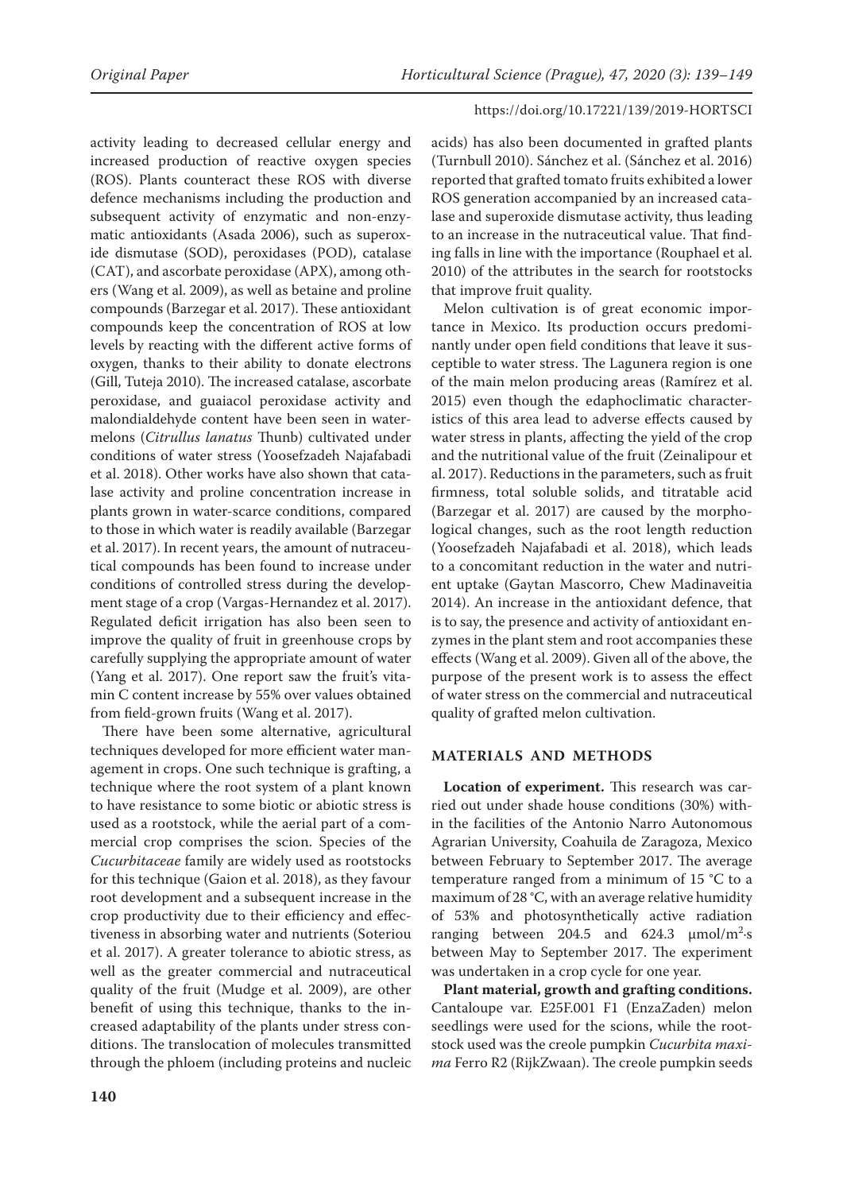activity leading to decreased cellular energy and increased production of reactive oxygen species (ROS). Plants counteract these ROS with diverse defence mechanisms including the production and subsequent activity of enzymatic and non-enzymatic antioxidants (Asada 2006), such as superoxide dismutase (SOD), peroxidases (POD), catalase (CAT), and ascorbate peroxidase (APX), among others (Wang et al. 2009), as well as betaine and proline compounds (Barzegar et al. 2017). These antioxidant compounds keep the concentration of ROS at low levels by reacting with the different active forms of oxygen, thanks to their ability to donate electrons (Gill, Tuteja 2010). The increased catalase, ascorbate peroxidase, and guaiacol peroxidase activity and malondialdehyde content have been seen in watermelons (*Citrullus lanatus* Thunb) cultivated under conditions of water stress (Yoosefzadeh Najafabadi et al. 2018). Other works have also shown that catalase activity and proline concentration increase in plants grown in water-scarce conditions, compared to those in which water is readily available (Barzegar et al. 2017). In recent years, the amount of nutraceutical compounds has been found to increase under conditions of controlled stress during the development stage of a crop (Vargas-Hernandez et al. 2017). Regulated deficit irrigation has also been seen to improve the quality of fruit in greenhouse crops by carefully supplying the appropriate amount of water (Yang et al. 2017). One report saw the fruit's vitamin C content increase by 55% over values obtained from field-grown fruits (Wang et al. 2017).

There have been some alternative, agricultural techniques developed for more efficient water management in crops. One such technique is grafting, a technique where the root system of a plant known to have resistance to some biotic or abiotic stress is used as a rootstock, while the aerial part of a commercial crop comprises the scion. Species of the *Cucurbitaceae* family are widely used as rootstocks for this technique (Gaion et al. 2018), as they favour root development and a subsequent increase in the crop productivity due to their efficiency and effectiveness in absorbing water and nutrients (Soteriou et al. 2017). A greater tolerance to abiotic stress, as well as the greater commercial and nutraceutical quality of the fruit (Mudge et al. 2009), are other benefit of using this technique, thanks to the increased adaptability of the plants under stress conditions. The translocation of molecules transmitted through the phloem (including proteins and nucleic acids) has also been documented in grafted plants (Turnbull 2010). Sánchez et al. (Sánchez et al. 2016) reported that grafted tomato fruits exhibited a lower ROS generation accompanied by an increased catalase and superoxide dismutase activity, thus leading to an increase in the nutraceutical value. That finding falls in line with the importance (Rouphael et al. 2010) of the attributes in the search for rootstocks that improve fruit quality.

Melon cultivation is of great economic importance in Mexico. Its production occurs predominantly under open field conditions that leave it susceptible to water stress. The Lagunera region is one of the main melon producing areas (Ramírez et al. 2015) even though the edaphoclimatic characteristics of this area lead to adverse effects caused by water stress in plants, affecting the yield of the crop and the nutritional value of the fruit (Zeinalipour et al. 2017). Reductions in the parameters, such as fruit firmness, total soluble solids, and titratable acid (Barzegar et al. 2017) are caused by the morphological changes, such as the root length reduction (Yoosefzadeh Najafabadi et al. 2018), which leads to a concomitant reduction in the water and nutrient uptake (Gaytan Mascorro, Chew Madinaveitia 2014). An increase in the antioxidant defence, that is to say, the presence and activity of antioxidant enzymes in the plant stem and root accompanies these effects (Wang et al. 2009). Given all of the above, the purpose of the present work is to assess the effect of water stress on the commercial and nutraceutical quality of grafted melon cultivation.

## MATERIALS AND METHODS

**Location of experiment.** This research was carried out under shade house conditions (30%) within the facilities of the Antonio Narro Autonomous Agrarian University, Coahuila de Zaragoza, Mexico between February to September 2017. The average temperature ranged from a minimum of 15 °C to a maximum of 28 °C, with an average relative humidity of 53% and photosynthetically active radiation ranging between 204.5 and 624.3 $\mu mol/m^2 \cdot s$ between May to September 2017. The experiment was undertaken in a crop cycle for one year.

**Plant material, growth and grafting conditions.** Cantaloupe var. E25F.001 F1 (EnzaZaden) melon seedlings were used for the scions, while the rootstock used was the creole pumpkin *Cucurbita maxima* Ferro R2 (RijkZwaan). The creole pumpkin seeds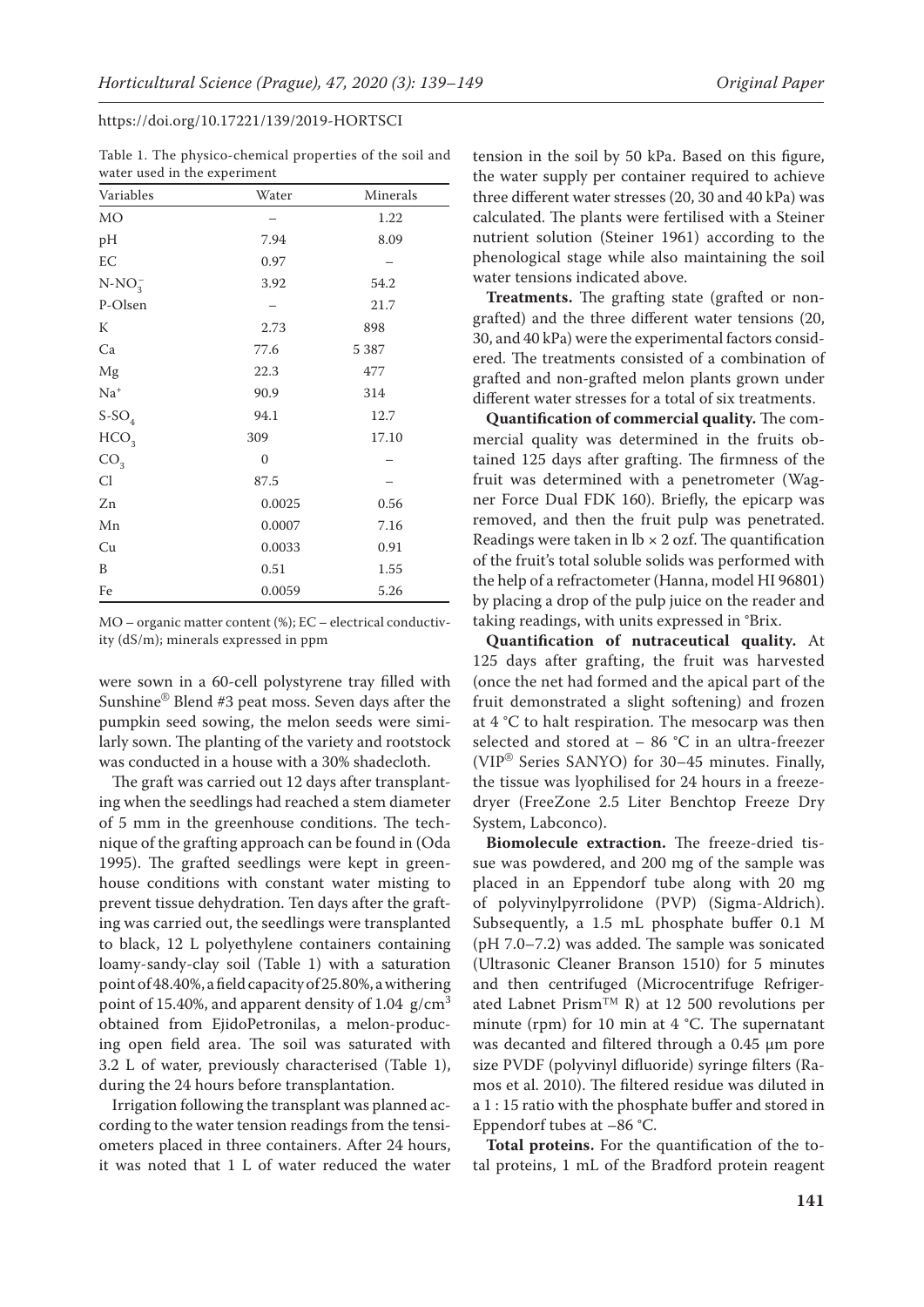Table 1. The physico-chemical properties of the soil and water used in the experiment

| Variables | Water | Minerals |
|---|---|---|
| MO | – | 1.22 |
| pH | 7.94 | 8.09 |
| EC | 0.97 | – |
| $N\text{-}NO_3^-$ | 3.92 | 54.2 |
| P-Olsen | – | 21.7 |
| K | 2.73 | 898 |
| Ca | 77.6 | 5 387 |
| Mg | 22.3 | 477 |
| $Na^+$ | 90.9 | 314 |
| $S\text{-}SO_4$ | 94.1 | 12.7 |
| $HCO_3$ | 309 | 17.10 |
| $CO_3$ | 0 | – |
| Cl | 87.5 | – |
| Zn | 0.0025 | 0.56 |
| Mn | 0.0007 | 7.16 |
| Cu | 0.0033 | 0.91 |
| B | 0.51 | 1.55 |
| Fe | 0.0059 | 5.26 |

MO – organic matter content (%); EC – electrical conductivity (dS/m); minerals expressed in ppm

were sown in a 60-cell polystyrene tray filled with Sunshine® Blend #3 peat moss. Seven days after the pumpkin seed sowing, the melon seeds were similarly sown. The planting of the variety and rootstock was conducted in a house with a 30% shadecloth.

The graft was carried out 12 days after transplanting when the seedlings had reached a stem diameter of 5 mm in the greenhouse conditions. The technique of the grafting approach can be found in (Oda 1995). The grafted seedlings were kept in greenhouse conditions with constant water misting to prevent tissue dehydration. Ten days after the grafting was carried out, the seedlings were transplanted to black, 12 L polyethylene containers containing loamy-sandy-clay soil (Table 1) with a saturation point of 48.40%, a field capacity of 25.80%, a withering point of 15.40%, and apparent density of 1.04 g/cm$^3$ obtained from EjidoPetronilas, a melon-producing open field area. The soil was saturated with 3.2 L of water, previously characterised (Table 1), during the 24 hours before transplantation.

Irrigation following the transplant was planned according to the water tension readings from the tensiometers placed in three containers. After 24 hours, it was noted that 1 L of water reduced the water tension in the soil by 50 kPa. Based on this figure, the water supply per container required to achieve three different water stresses (20, 30 and 40 kPa) was calculated. The plants were fertilised with a Steiner nutrient solution (Steiner 1961) according to the phenological stage while also maintaining the soil water tensions indicated above.

**Treatments.** The grafting state (grafted or non-grafted) and the three different water tensions (20, 30, and 40 kPa) were the experimental factors considered. The treatments consisted of a combination of grafted and non-grafted melon plants grown under different water stresses for a total of six treatments.

**Quantification of commercial quality.** The commercial quality was determined in the fruits obtained 125 days after grafting. The firmness of the fruit was determined with a penetrometer (Wagner Force Dual FDK 160). Briefly, the epicarp was removed, and then the fruit pulp was penetrated. Readings were taken in lb × 2 ozf. The quantification of the fruit's total soluble solids was performed with the help of a refractometer (Hanna, model HI 96801) by placing a drop of the pulp juice on the reader and taking readings, with units expressed in °Brix.

**Quantification of nutraceutical quality.** At 125 days after grafting, the fruit was harvested (once the net had formed and the apical part of the fruit demonstrated a slight softening) and frozen at 4 °C to halt respiration. The mesocarp was then selected and stored at – 86 °C in an ultra-freezer (VIP® Series SANYO) for 30–45 minutes. Finally, the tissue was lyophilised for 24 hours in a freeze-dryer (FreeZone 2.5 Liter Benchtop Freeze Dry System, Labconco).

**Biomolecule extraction.** The freeze-dried tissue was powdered, and 200 mg of the sample was placed in an Eppendorf tube along with 20 mg of polyvinylpyrrolidone (PVP) (Sigma-Aldrich). Subsequently, a 1.5 mL phosphate buffer 0.1 M (pH 7.0–7.2) was added. The sample was sonicated (Ultrasonic Cleaner Branson 1510) for 5 minutes and then centrifuged (Microcentrifuge Refrigerated Labnet Prism™ R) at 12 500 revolutions per minute (rpm) for 10 min at 4 °C. The supernatant was decanted and filtered through a 0.45 µm pore size PVDF (polyvinyl difluoride) syringe filters (Ramos et al. 2010). The filtered residue was diluted in a 1 : 15 ratio with the phosphate buffer and stored in Eppendorf tubes at –86 °C.

**Total proteins.** For the quantification of the total proteins, 1 mL of the Bradford protein reagent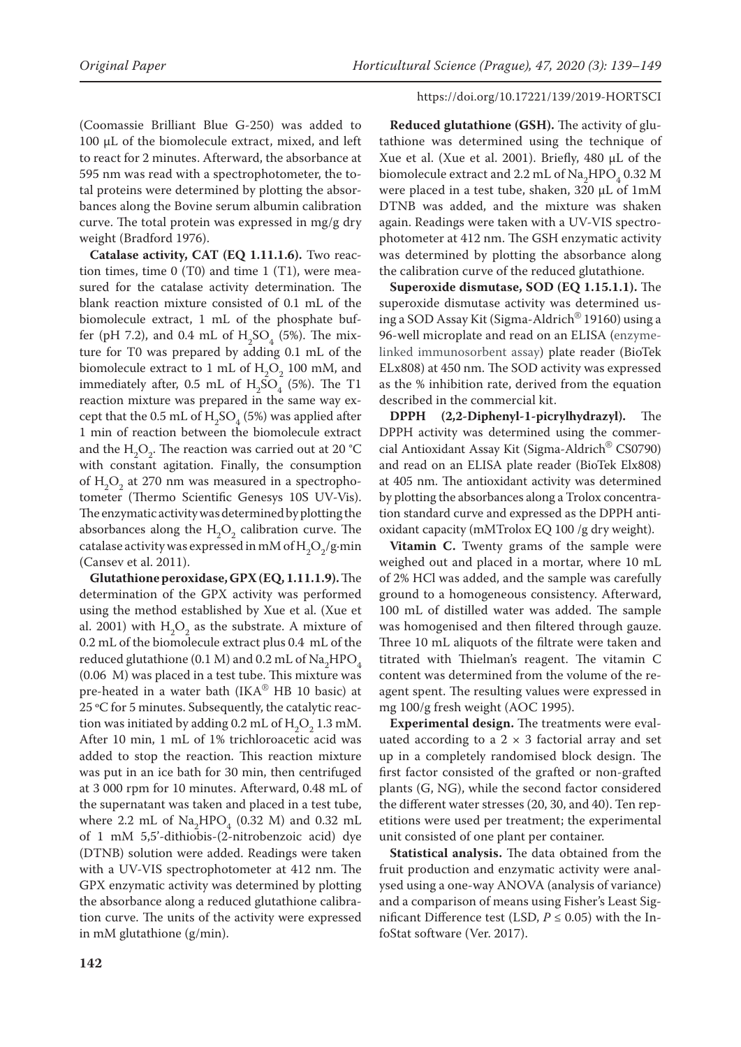(Coomassie Brilliant Blue G-250) was added to 100 µL of the biomolecule extract, mixed, and left to react for 2 minutes. Afterward, the absorbance at 595 nm was read with a spectrophotometer, the total proteins were determined by plotting the absorbances along the Bovine serum albumin calibration curve. The total protein was expressed in mg/g dry weight (Bradford 1976).

**Catalase activity, CAT (EQ 1.11.1.6).** Two reaction times, time 0 (T0) and time 1 (T1), were measured for the catalase activity determination. The blank reaction mixture consisted of 0.1 mL of the biomolecule extract, 1 mL of the phosphate buffer (pH 7.2), and 0.4 mL of $H_2SO_4$ (5%). The mixture for T0 was prepared by adding 0.1 mL of the biomolecule extract to 1 mL of $H_2O_2$ 100 mM, and immediately after, 0.5 mL of $H_2SO_4$ (5%). The T1 reaction mixture was prepared in the same way except that the 0.5 mL of $H_2SO_4$ (5%) was applied after 1 min of reaction between the biomolecule extract and the $H_2O_2$. The reaction was carried out at 20 °C with constant agitation. Finally, the consumption of $H_2O_2$ at 270 nm was measured in a spectrophotometer (Thermo Scientific Genesys 10S UV-Vis). The enzymatic activity was determined by plotting the absorbances along the $H_2O_2$ calibration curve. The catalase activity was expressed in mM of $H_2O_2$/g·min (Cansev et al. 2011).

**Glutathione peroxidase, GPX (EQ, 1.11.1.9).** The determination of the GPX activity was performed using the method established by Xue et al. (Xue et al. 2001) with $H_2O_2$ as the substrate. A mixture of 0.2 mL of the biomolecule extract plus 0.4 mL of the reduced glutathione (0.1 M) and 0.2 mL of $Na_2HPO_4$ (0.06 M) was placed in a test tube. This mixture was pre-heated in a water bath (IKA® HB 10 basic) at 25 ºC for 5 minutes. Subsequently, the catalytic reaction was initiated by adding 0.2 mL of $H_2O_2$ 1.3 mM. After 10 min, 1 mL of 1% trichloroacetic acid was added to stop the reaction. This reaction mixture was put in an ice bath for 30 min, then centrifuged at 3 000 rpm for 10 minutes. Afterward, 0.48 mL of the supernatant was taken and placed in a test tube, where 2.2 mL of $Na_2HPO_4$ (0.32 M) and 0.32 mL of 1 mM 5,5'-dithiobis-(2-nitrobenzoic acid) dye (DTNB) solution were added. Readings were taken with a UV-VIS spectrophotometer at 412 nm. The GPX enzymatic activity was determined by plotting the absorbance along a reduced glutathione calibration curve. The units of the activity were expressed in mM glutathione (g/min).

**Reduced glutathione (GSH).** The activity of glutathione was determined using the technique of Xue et al. (Xue et al. 2001). Briefly, 480 µL of the biomolecule extract and 2.2 mL of $Na_2HPO_4$ 0.32 M were placed in a test tube, shaken, 320 µL of 1mM DTNB was added, and the mixture was shaken again. Readings were taken with a UV-VIS spectrophotometer at 412 nm. The GSH enzymatic activity was determined by plotting the absorbance along the calibration curve of the reduced glutathione.

**Superoxide dismutase, SOD (EQ 1.15.1.1).** The superoxide dismutase activity was determined using a SOD Assay Kit (Sigma-Aldrich® 19160) using a 96-well microplate and read on an ELISA (enzyme-linked immunosorbent assay) plate reader (BioTek ELx808) at 450 nm. The SOD activity was expressed as the % inhibition rate, derived from the equation described in the commercial kit.

**DPPH (2,2-Diphenyl-1-picrylhydrazyl).** The DPPH activity was determined using the commercial Antioxidant Assay Kit (Sigma-Aldrich® CS0790) and read on an ELISA plate reader (BioTek Elx808) at 405 nm. The antioxidant activity was determined by plotting the absorbances along a Trolox concentration standard curve and expressed as the DPPH antioxidant capacity (mMTrolox EQ 100 /g dry weight).

**Vitamin C.** Twenty grams of the sample were weighed out and placed in a mortar, where 10 mL of 2% HCl was added, and the sample was carefully ground to a homogeneous consistency. Afterward, 100 mL of distilled water was added. The sample was homogenised and then filtered through gauze. Three 10 mL aliquots of the filtrate were taken and titrated with Thielman's reagent. The vitamin C content was determined from the volume of the reagent spent. The resulting values were expressed in mg 100/g fresh weight (AOC 1995).

**Experimental design.** The treatments were evaluated according to a 2 × 3 factorial array and set up in a completely randomised block design. The first factor consisted of the grafted or non-grafted plants (G, NG), while the second factor considered the different water stresses (20, 30, and 40). Ten repetitions were used per treatment; the experimental unit consisted of one plant per container.

**Statistical analysis.** The data obtained from the fruit production and enzymatic activity were analysed using a one-way ANOVA (analysis of variance) and a comparison of means using Fisher's Least Significant Difference test (LSD, $P \leq 0.05$) with the InfoStat software (Ver. 2017).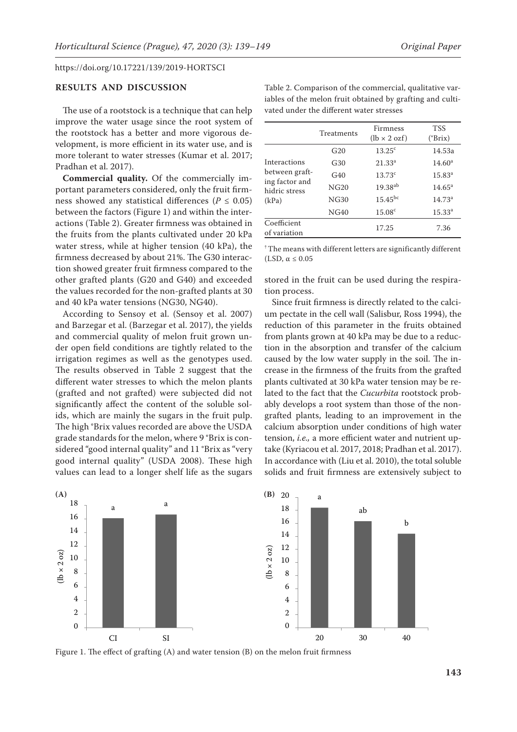## RESULTS AND DISCUSSION

The use of a rootstock is a technique that can help improve the water usage since the root system of the rootstock has a better and more vigorous development, is more efficient in its water use, and is more tolerant to water stresses (Kumar et al. 2017; Pradhan et al. 2017).

**Commercial quality.** Of the commercially important parameters considered, only the fruit firmness showed any statistical differences ($P \leq 0.05$) between the factors (Figure 1) and within the interactions (Table 2). Greater firmness was obtained in the fruits from the plants cultivated under 20 kPa water stress, while at higher tension (40 kPa), the firmness decreased by about 21%. The G30 interaction showed greater fruit firmness compared to the other grafted plants (G20 and G40) and exceeded the values recorded for the non-grafted plants at 30 and 40 kPa water tensions (NG30, NG40).

According to Sensoy et al. (Sensoy et al. 2007) and Barzegar et al. (Barzegar et al. 2017), the yields and commercial quality of melon fruit grown under open field conditions are tightly related to the irrigation regimes as well as the genotypes used. The results observed in Table 2 suggest that the different water stresses to which the melon plants (grafted and not grafted) were subjected did not significantly affect the content of the soluble solids, which are mainly the sugars in the fruit pulp. The high °Brix values recorded are above the USDA grade standards for the melon, where 9 °Brix is considered "good internal quality" and 11 °Brix as "very good internal quality" (USDA 2008). These high values can lead to a longer shelf life as the sugars stored in the fruit can be used during the respiration process.

Table 2. Comparison of the commercial, qualitative variables of the melon fruit obtained by grafting and cultivated under the different water stresses

| | Treatments | Firmness (lb × 2 ozf) | TSS (°Brix) |
|---|---|---|---|
| Interactions between grafting factor and hidric stress (kPa) | G20 | 13.25[c] | 14.53a |
| | G30 | 21.33[a] | 14.60[a] |
| | G40 | 13.73[c] | 15.83[a] |
| | NG20 | 19.38[ab] | 14.65[a] |
| | NG30 | 15.45[bc] | 14.73[a] |
| | NG40 | 15.08[c] | 15.33[a] |
| Coefficient of variation | | 17.25 | 7.36 |

[†]The means with different letters are significantly different (LSD, $\alpha \leq 0.05$

Since fruit firmness is directly related to the calcium pectate in the cell wall (Salisbur, Ross 1994), the reduction of this parameter in the fruits obtained from plants grown at 40 kPa may be due to a reduction in the absorption and transfer of the calcium caused by the low water supply in the soil. The increase in the firmness of the fruits from the grafted plants cultivated at 30 kPa water tension may be related to the fact that the *Cucurbita* rootstock probably develops a root system than those of the non-grafted plants, leading to an improvement in the calcium absorption under conditions of high water tension, *i.e.,* a more efficient water and nutrient uptake (Kyriacou et al. 2017, 2018; Pradhan et al. 2017). In accordance with (Liu et al. 2010), the total soluble solids and fruit firmness are extensively subject to

Figure 1. The effect of grafting (A) and water tension (B) on the melon fruit firmness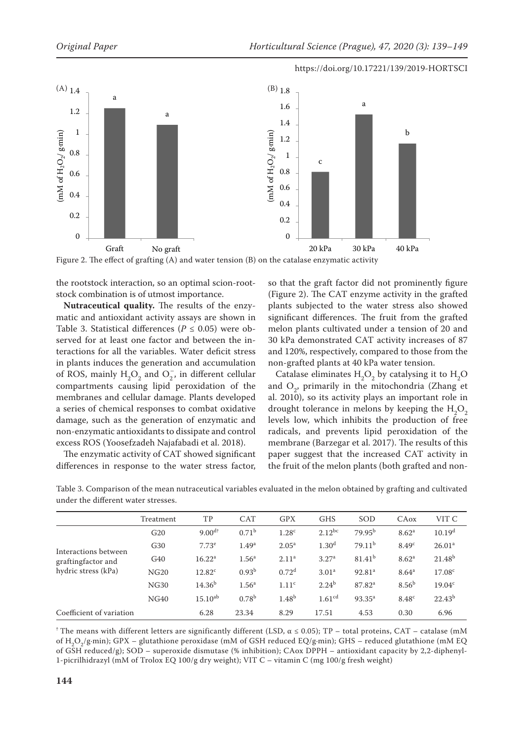Figure 2. The effect of grafting (A) and water tension (B) on the catalase enzymatic activity

the rootstock interaction, so an optimal scion-rootstock combination is of utmost importance.

**Nutraceutical quality.** The results of the enzymatic and antioxidant activity assays are shown in Table 3. Statistical differences ($P \leq 0.05$) were observed for at least one factor and between the interactions for all the variables. Water deficit stress in plants induces the generation and accumulation of ROS, mainly $H_2O_2$ and $O_2^-$, in different cellular compartments causing lipid peroxidation of the membranes and cellular damage. Plants developed a series of chemical responses to combat oxidative damage, such as the generation of enzymatic and non-enzymatic antioxidants to dissipate and control excess ROS (Yoosefzadeh Najafabadi et al. 2018).

The enzymatic activity of CAT showed significant differences in response to the water stress factor, so that the graft factor did not prominently figure (Figure 2). The CAT enzyme activity in the grafted plants subjected to the water stress also showed significant differences. The fruit from the grafted melon plants cultivated under a tension of 20 and 30 kPa demonstrated CAT activity increases of 87 and 120%, respectively, compared to those from the non-grafted plants at 40 kPa water tension.

Catalase eliminates $H_2O_2$ by catalysing it to $H_2O$ and $O_2$, primarily in the mitochondria (Zhang et al. 2010), so its activity plays an important role in drought tolerance in melons by keeping the $H_2O_2$ levels low, which inhibits the production of free radicals, and prevents lipid peroxidation of the membrane (Barzegar et al. 2017). The results of this paper suggest that the increased CAT activity in the fruit of the melon plants (both grafted and non-

Table 3. Comparison of the mean nutraceutical variables evaluated in the melon obtained by grafting and cultivated under the different water stresses.

| | Treatment | TP | CAT | GPX | GHS | SOD | CAox | VIT C |
|---|---|---|---|---|---|---|---|---|
| Interactions between graftingfactor and hydric stress (kPa) | G20 | 9.00[d†] | 0.71[b] | 1.28[c] | 2.12[bc] | 79.95[b] | 8.62[a] | 10.19[d] |
| | G30 | 7.73[e] | 1.49[a] | 2.05[a] | 1.30[d] | 79.11[b] | 8.49[c] | 26.01[a] |
| | G40 | 16.22[a] | 1.56[a] | 2.11[a] | 3.27[a] | 81.41[b] | 8.62[a] | 21.48[b] |
| | NG20 | 12.82[c] | 0.93[b] | 0.72[d] | 3.01[a] | 92.81[a] | 8.64[a] | 17.08[c] |
| | NG30 | 14.36[b] | 1.56[a] | 1.11[c] | 2.24[b] | 87.82[a] | 8.56[b] | 19.04[c] |
| | NG40 | 15.10[ab] | 0.78[b] | 1.48[b] | 1.61[cd] | 93.35[a] | 8.48[c] | 22.43[b] |
| Coefficient of variation | | 6.28 | 23.34 | 8.29 | 17.51 | 4.53 | 0.30 | 6.96 |

[†] The means with different letters are significantly different (LSD, $\alpha \leq 0.05$); TP – total proteins, CAT – catalase (mM of $H_2O_2$/g·min); GPX – glutathione peroxidase (mM of GSH reduced EQ/g·min); GHS – reduced glutathione (mM EQ of GSH reduced/g); SOD – superoxide dismutase (% inhibition); CAox DPPH – antioxidant capacity by 2,2-diphenyl-1-picrilhidrazyl (mM of Trolox EQ 100/g dry weight); VIT C – vitamin C (mg 100/g fresh weight)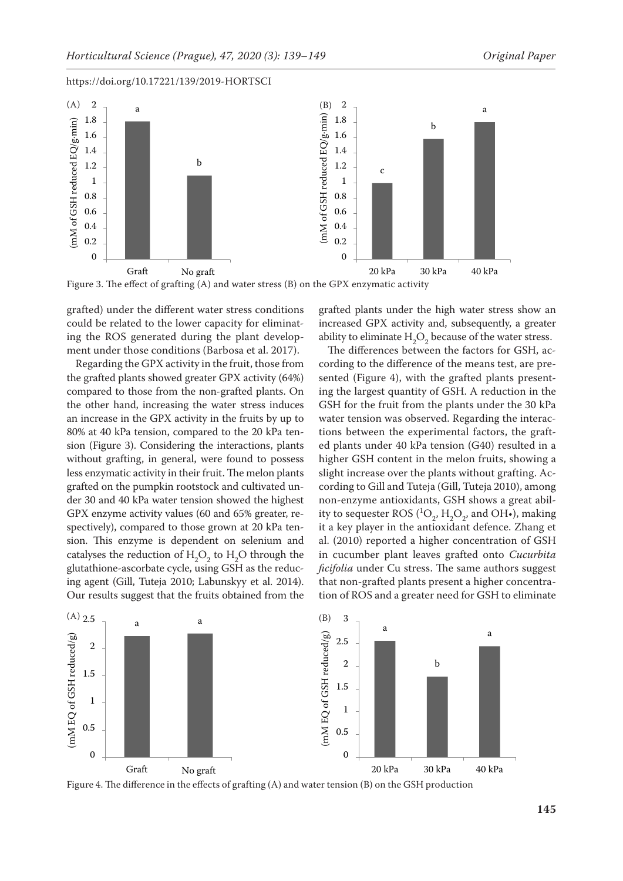Figure 3. The effect of grafting (A) and water stress (B) on the GPX enzymatic activity

grafted) under the different water stress conditions could be related to the lower capacity for eliminating the ROS generated during the plant development under those conditions (Barbosa et al. 2017).

Regarding the GPX activity in the fruit, those from the grafted plants showed greater GPX activity (64%) compared to those from the non-grafted plants. On the other hand, increasing the water stress induces an increase in the GPX activity in the fruits by up to 80% at 40 kPa tension, compared to the 20 kPa tension (Figure 3). Considering the interactions, plants without grafting, in general, were found to possess less enzymatic activity in their fruit. The melon plants grafted on the pumpkin rootstock and cultivated under 30 and 40 kPa water tension showed the highest GPX enzyme activity values (60 and 65% greater, respectively), compared to those grown at 20 kPa tension. This enzyme is dependent on selenium and catalyses the reduction of $H_2O_2$ to $H_2O$ through the glutathione-ascorbate cycle, using GSH as the reducing agent (Gill, Tuteja 2010; Labunskyy et al. 2014). Our results suggest that the fruits obtained from the grafted plants under the high water stress show an increased GPX activity and, subsequently, a greater ability to eliminate $H_2O_2$ because of the water stress.

The differences between the factors for GSH, according to the difference of the means test, are presented (Figure 4), with the grafted plants presenting the largest quantity of GSH. A reduction in the GSH for the fruit from the plants under the 30 kPa water tension was observed. Regarding the interactions between the experimental factors, the grafted plants under 40 kPa tension (G40) resulted in a higher GSH content in the melon fruits, showing a slight increase over the plants without grafting. According to Gill and Tuteja (Gill, Tuteja 2010), among non-enzyme antioxidants, GSH shows a great ability to sequester ROS ($^1O_2$, $H_2O_2$, and $OH\bullet$), making it a key player in the antioxidant defence. Zhang et al. (2010) reported a higher concentration of GSH in cucumber plant leaves grafted onto *Cucurbita ficifolia* under Cu stress. The same authors suggest that non-grafted plants present a higher concentration of ROS and a greater need for GSH to eliminate

Figure 4. The difference in the effects of grafting (A) and water tension (B) on the GSH production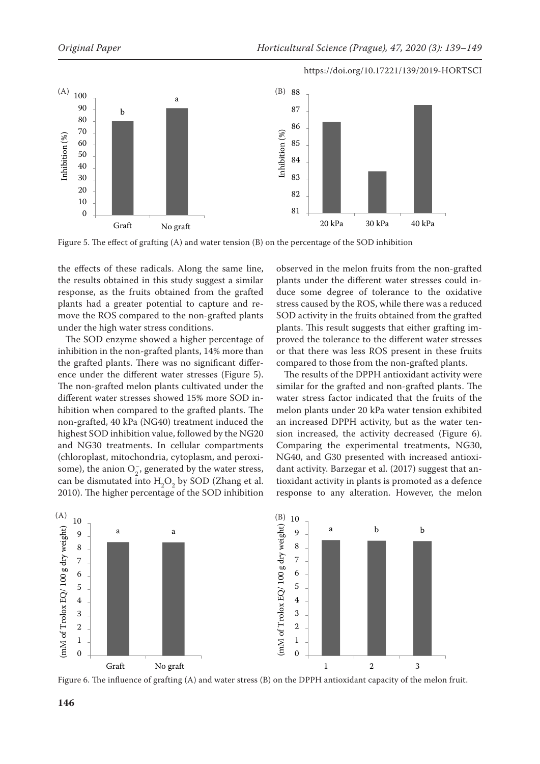Figure 5. The effect of grafting (A) and water tension (B) on the percentage of the SOD inhibition

the effects of these radicals. Along the same line, the results obtained in this study suggest a similar response, as the fruits obtained from the grafted plants had a greater potential to capture and remove the ROS compared to the non-grafted plants under the high water stress conditions.

The SOD enzyme showed a higher percentage of inhibition in the non-grafted plants, 14% more than the grafted plants. There was no significant difference under the different water stresses (Figure 5). The non-grafted melon plants cultivated under the different water stresses showed 15% more SOD inhibition when compared to the grafted plants. The non-grafted, 40 kPa (NG40) treatment induced the highest SOD inhibition value, followed by the NG20 and NG30 treatments. In cellular compartments (chloroplast, mitochondria, cytoplasm, and peroxisome), the anion $O_2^-$, generated by the water stress, can be dismutated into $H_2O_2$ by SOD (Zhang et al. 2010). The higher percentage of the SOD inhibition observed in the melon fruits from the non-grafted plants under the different water stresses could induce some degree of tolerance to the oxidative stress caused by the ROS, while there was a reduced SOD activity in the fruits obtained from the grafted plants. This result suggests that either grafting improved the tolerance to the different water stresses or that there was less ROS present in these fruits compared to those from the non-grafted plants.

The results of the DPPH antioxidant activity were similar for the grafted and non-grafted plants. The water stress factor indicated that the fruits of the melon plants under 20 kPa water tension exhibited an increased DPPH activity, but as the water tension increased, the activity decreased (Figure 6). Comparing the experimental treatments, NG30, NG40, and G30 presented with increased antioxidant activity. Barzegar et al. (2017) suggest that antioxidant activity in plants is promoted as a defence response to any alteration. However, the melon

Figure 6. The influence of grafting (A) and water stress (B) on the DPPH antioxidant capacity of the melon fruit.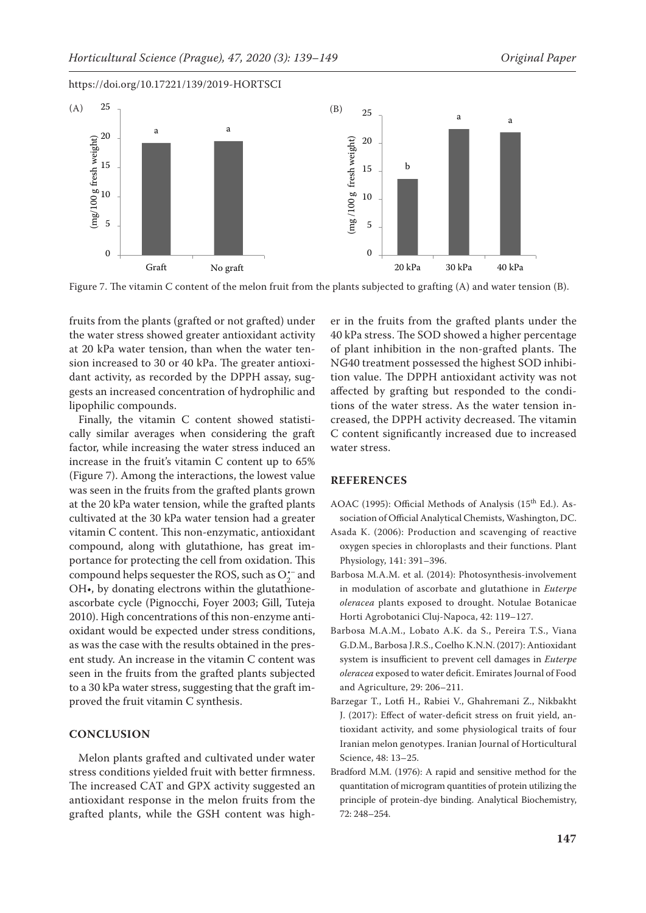Figure 7. The vitamin C content of the melon fruit from the plants subjected to grafting (A) and water tension (B).

fruits from the plants (grafted or not grafted) under the water stress showed greater antioxidant activity at 20 kPa water tension, than when the water tension increased to 30 or 40 kPa. The greater antioxidant activity, as recorded by the DPPH assay, suggests an increased concentration of hydrophilic and lipophilic compounds.

Finally, the vitamin C content showed statistically similar averages when considering the graft factor, while increasing the water stress induced an increase in the fruit's vitamin C content up to 65% (Figure 7). Among the interactions, the lowest value was seen in the fruits from the grafted plants grown at the 20 kPa water tension, while the grafted plants cultivated at the 30 kPa water tension had a greater vitamin C content. This non-enzymatic, antioxidant compound, along with glutathione, has great importance for protecting the cell from oxidation. This compound helps sequester the ROS, such as $O_2^{\bullet-}$ and OH•, by donating electrons within the glutathione-ascorbate cycle (Pignocchi, Foyer 2003; Gill, Tuteja 2010). High concentrations of this non-enzyme antioxidant would be expected under stress conditions, as was the case with the results obtained in the present study. An increase in the vitamin C content was seen in the fruits from the grafted plants subjected to a 30 kPa water stress, suggesting that the graft improved the fruit vitamin C synthesis.

## CONCLUSION

Melon plants grafted and cultivated under water stress conditions yielded fruit with better firmness. The increased CAT and GPX activity suggested an antioxidant response in the melon fruits from the grafted plants, while the GSH content was higher in the fruits from the grafted plants under the 40 kPa stress. The SOD showed a higher percentage of plant inhibition in the non-grafted plants. The NG40 treatment possessed the highest SOD inhibition value. The DPPH antioxidant activity was not affected by grafting but responded to the conditions of the water stress. As the water tension increased, the DPPH activity decreased. The vitamin C content significantly increased due to increased water stress.

## REFERENCES

AOAC (1995): Official Methods of Analysis (15th Ed.). Association of Official Analytical Chemists, Washington, DC.

Asada K. (2006): Production and scavenging of reactive oxygen species in chloroplasts and their functions. Plant Physiology, 141: 391–396.

Barbosa M.A.M. et al. (2014): Photosynthesis-involvement in modulation of ascorbate and glutathione in *Euterpe oleracea* plants exposed to drought. Notulae Botanicae Horti Agrobotanici Cluj-Napoca, 42: 119–127.

Barbosa M.A.M., Lobato A.K. da S., Pereira T.S., Viana G.D.M., Barbosa J.R.S., Coelho K.N.N. (2017): Antioxidant system is insufficient to prevent cell damages in *Euterpe oleracea* exposed to water deficit. Emirates Journal of Food and Agriculture, 29: 206–211.

Barzegar T., Lotfi H., Rabiei V., Ghahremani Z., Nikbakht J. (2017): Effect of water-deficit stress on fruit yield, antioxidant activity, and some physiological traits of four Iranian melon genotypes. Iranian Journal of Horticultural Science, 48: 13–25.

Bradford M.M. (1976): A rapid and sensitive method for the quantitation of microgram quantities of protein utilizing the principle of protein-dye binding. Analytical Biochemistry, 72: 248–254.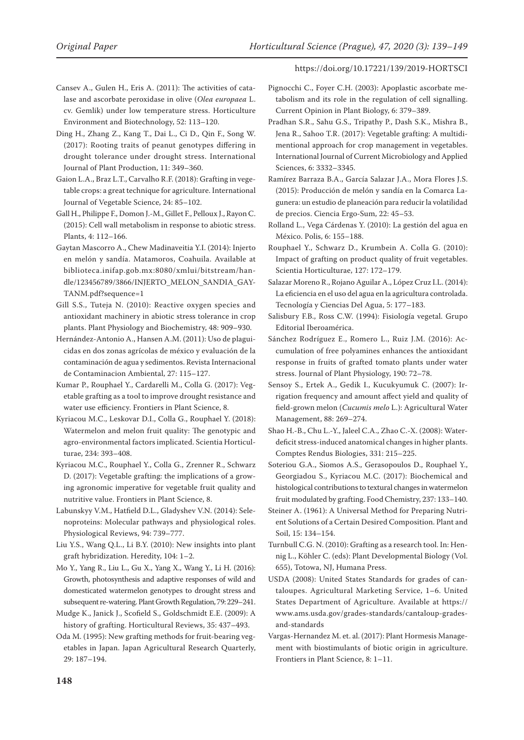Cansev A., Gulen H., Eris A. (2011): The activities of catalase and ascorbate peroxidase in olive (*Olea europaea* L. cv. Gemlik) under low temperature stress. Horticulture Environment and Biotechnology, 52: 113–120.

Ding H., Zhang Z., Kang T., Dai L., Ci D., Qin F., Song W. (2017): Rooting traits of peanut genotypes differing in drought tolerance under drought stress. International Journal of Plant Production, 11: 349–360.

Gaion L.A., Braz L.T., Carvalho R.F. (2018): Grafting in vegetable crops: a great technique for agriculture. International Journal of Vegetable Science, 24: 85–102.

Gall H., Philippe F., Domon J.-M., Gillet F., Pelloux J., Rayon C. (2015): Cell wall metabolism in response to abiotic stress. Plants, 4: 112–166.

Gaytan Mascorro A., Chew Madinaveitia Y.I. (2014): Injerto en melón y sandía. Matamoros, Coahuila. Available at biblioteca.inifap.gob.mx:8080/xmlui/bitstream/handle/123456789/3866/INJERTO_MELON_SANDIA_GAYTANM.pdf?sequence=1

Gill S.S., Tuteja N. (2010): Reactive oxygen species and antioxidant machinery in abiotic stress tolerance in crop plants. Plant Physiology and Biochemistry, 48: 909–930.

Hernández-Antonio A., Hansen A.M. (2011): Uso de plaguicidas en dos zonas agrícolas de méxico y evaluación de la contaminación de agua y sedimentos. Revista Internacional de Contaminacion Ambiental, 27: 115–127.

Kumar P., Rouphael Y., Cardarelli M., Colla G. (2017): Vegetable grafting as a tool to improve drought resistance and water use efficiency. Frontiers in Plant Science, 8.

Kyriacou M.C., Leskovar D.I., Colla G., Rouphael Y. (2018): Watermelon and melon fruit quality: The genotypic and agro-environmental factors implicated. Scientia Horticulturae, 234: 393–408.

Kyriacou M.C., Rouphael Y., Colla G., Zrenner R., Schwarz D. (2017): Vegetable grafting: the implications of a growing agronomic imperative for vegetable fruit quality and nutritive value. Frontiers in Plant Science, 8.

Labunskyy V.M., Hatfield D.L., Gladyshev V.N. (2014): Selenoproteins: Molecular pathways and physiological roles. Physiological Reviews, 94: 739–777.

Liu Y.S., Wang Q.L., Li B.Y. (2010): New insights into plant graft hybridization. Heredity, 104: 1–2.

Mo Y., Yang R., Liu L., Gu X., Yang X., Wang Y., Li H. (2016): Growth, photosynthesis and adaptive responses of wild and domesticated watermelon genotypes to drought stress and subsequent re-watering. Plant Growth Regulation, 79: 229–241.

Mudge K., Janick J., Scofield S., Goldschmidt E.E. (2009): A history of grafting. Horticultural Reviews, 35: 437–493.

Oda M. (1995): New grafting methods for fruit-bearing vegetables in Japan. Japan Agricultural Research Quarterly, 29: 187–194.

Pignocchi C., Foyer C.H. (2003): Apoplastic ascorbate metabolism and its role in the regulation of cell signalling. Current Opinion in Plant Biology, 6: 379–389.

Pradhan S.R., Sahu G.S., Tripathy P., Dash S.K., Mishra B., Jena R., Sahoo T.R. (2017): Vegetable grafting: A multidimentional approach for crop management in vegetables. International Journal of Current Microbiology and Applied Sciences, 6: 3332–3345.

Ramírez Barraza B.A., García Salazar J.A., Mora Flores J.S. (2015): Producción de melón y sandía en la Comarca Lagunera: un estudio de planeación para reducir la volatilidad de precios. Ciencia Ergo-Sum, 22: 45–53.

Rolland L., Vega Cárdenas Y. (2010): La gestión del agua en México. Polis, 6: 155–188.

Rouphael Y., Schwarz D., Krumbein A. Colla G. (2010): Impact of grafting on product quality of fruit vegetables. Scientia Horticulturae, 127: 172–179.

Salazar Moreno R., Rojano Aguilar A., López Cruz I.L. (2014): La eficiencia en el uso del agua en la agricultura controlada. Tecnología y Ciencias Del Agua, 5: 177–183.

Salisbury F.B., Ross C.W. (1994): Fisiología vegetal. Grupo Editorial Iberoamérica.

Sánchez Rodríguez E., Romero L., Ruiz J.M. (2016): Accumulation of free polyamines enhances the antioxidant response in fruits of grafted tomato plants under water stress. Journal of Plant Physiology, 190: 72–78.

Sensoy S., Ertek A., Gedik I., Kucukyumuk C. (2007): Irrigation frequency and amount affect yield and quality of field-grown melon (*Cucumis melo* L.): Agricultural Water Management, 88: 269–274.

Shao H.-B., Chu L.-Y., Jaleel C.A., Zhao C.-X. (2008): Water-deficit stress-induced anatomical changes in higher plants. Comptes Rendus Biologies, 331: 215–225.

Soteriou G.A., Siomos A.S., Gerasopoulos D., Rouphael Y., Georgiadou S., Kyriacou M.C. (2017): Biochemical and histological contributions to textural changes in watermelon fruit modulated by grafting. Food Chemistry, 237: 133–140.

Steiner A. (1961): A Universal Method for Preparing Nutrient Solutions of a Certain Desired Composition. Plant and Soil, 15: 134–154.

Turnbull C.G. N. (2010): Grafting as a research tool. In: Hennig L., Köhler C. (eds): Plant Developmental Biology (Vol. 655), Totowa, NJ, Humana Press.

USDA (2008): United States Standards for grades of cantaloupes. Agricultural Marketing Service, 1–6. United States Department of Agriculture. Available at https://www.ams.usda.gov/grades-standards/cantaloup-grades-and-standards

Vargas-Hernandez M. et. al. (2017): Plant Hormesis Management with biostimulants of biotic origin in agriculture. Frontiers in Plant Science, 8: 1–11.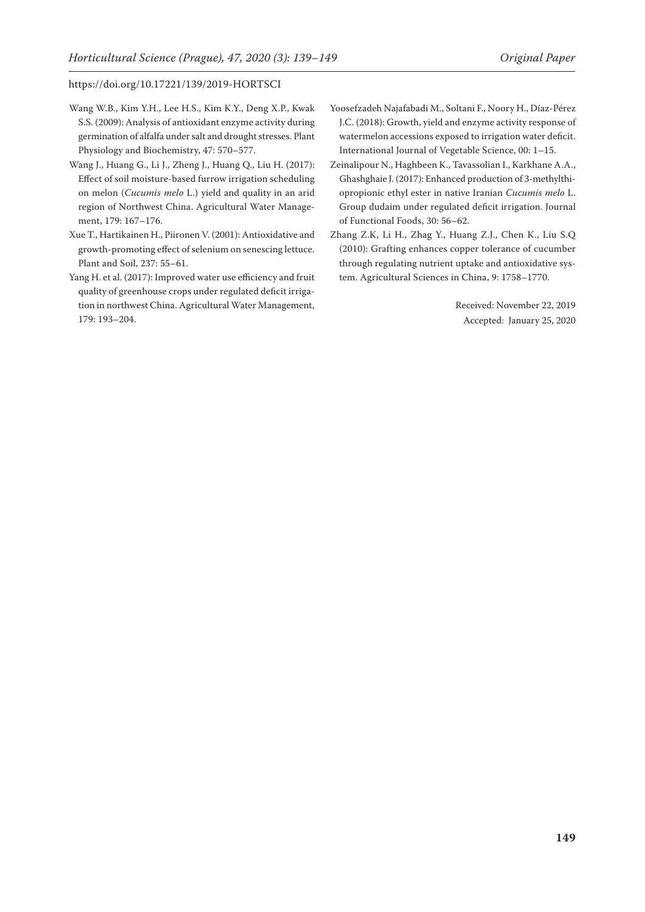Wang W.B., Kim Y.H., Lee H.S., Kim K.Y., Deng X.P., Kwak S.S. (2009): Analysis of antioxidant enzyme activity during germination of alfalfa under salt and drought stresses. Plant Physiology and Biochemistry, 47: 570–577.

Wang J., Huang G., Li J., Zheng J., Huang Q., Liu H. (2017): Effect of soil moisture-based furrow irrigation scheduling on melon (*Cucumis melo* L.) yield and quality in an arid region of Northwest China. Agricultural Water Management, 179: 167–176.

Xue T., Hartikainen H., Piironen V. (2001): Antioxidative and growth-promoting effect of selenium on senescing lettuce. Plant and Soil, 237: 55–61.

Yang H. et al. (2017): Improved water use efficiency and fruit quality of greenhouse crops under regulated deficit irrigation in northwest China. Agricultural Water Management, 179: 193–204.

Yoosefzadeh Najafabadi M., Soltani F., Noory H., Díaz-Pérez J.C. (2018): Growth, yield and enzyme activity response of watermelon accessions exposed to irrigation water deficit. International Journal of Vegetable Science, 00: 1–15.

Zeinalipour N., Haghbeen K., Tavassolian I., Karkhane A.A., Ghashghaie J. (2017): Enhanced production of 3-methylthiopropionic ethyl ester in native Iranian *Cucumis melo* L. Group dudaim under regulated deficit irrigation. Journal of Functional Foods, 30: 56–62.

Zhang Z.K, Li H., Zhag Y., Huang Z.J., Chen K., Liu S.Q (2010): Grafting enhances copper tolerance of cucumber through regulating nutrient uptake and antioxidative system. Agricultural Sciences in China, 9: 1758–1770.

Received: November 22, 2019
Accepted: January 25, 2020